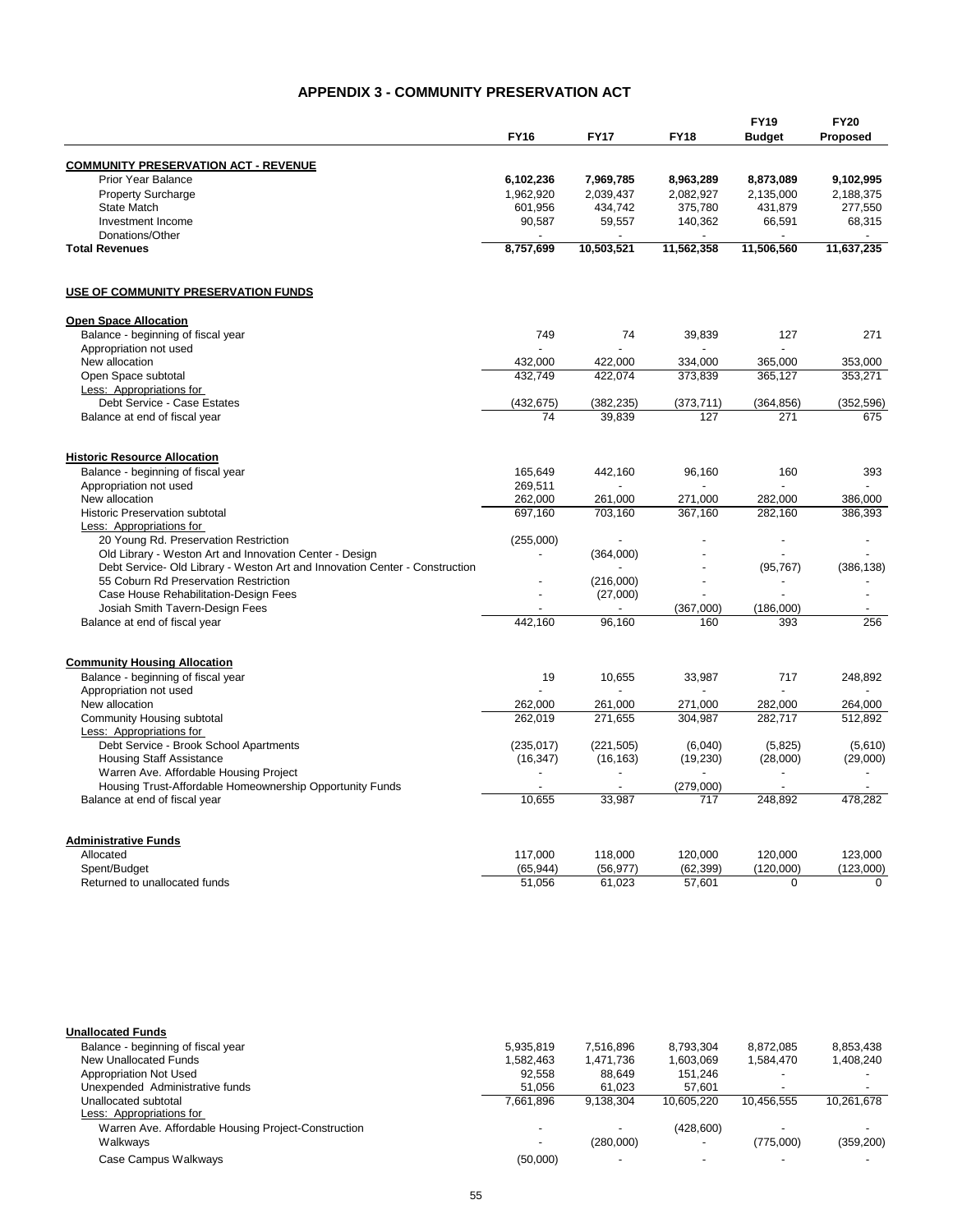# APPENDIX 3 - COMMUNITY PRESERVATION ACT

| | FY16 | FY17 | FY18 | FY19 Budget | FY20 Proposed |
|---|---|---|---|---|---|
| **COMMUNITY PRESERVATION ACT - REVENUE** | | | | | |
| Prior Year Balance | **6,102,236** | **7,969,785** | **8,963,289** | **8,873,089** | **9,102,995** |
| Property Surcharge | 1,962,920 | 2,039,437 | 2,082,927 | 2,135,000 | 2,188,375 |
| State Match | 601,956 | 434,742 | 375,780 | 431,879 | 277,550 |
| Investment Income | 90,587 | 59,557 | 140,362 | 66,591 | 68,315 |
| Donations/Other | - | - | - | - | - |
| **Total Revenues** | **8,757,699** | **10,503,521** | **11,562,358** | **11,506,560** | **11,637,235** |
| | | | | | |
| **USE OF COMMUNITY PRESERVATION FUNDS** | | | | | |
| | | | | | |
| **Open Space Allocation** | | | | | |
| Balance - beginning of fiscal year | 749 | 74 | 39,839 | 127 | 271 |
| Appropriation not used | - | - | - | - | |
| New allocation | 432,000 | 422,000 | 334,000 | 365,000 | 353,000 |
| Open Space subtotal | 432,749 | 422,074 | 373,839 | 365,127 | 353,271 |
| Less: Appropriations for | | | | | |
| Debt Service - Case Estates | (432,675) | (382,235) | (373,711) | (364,856) | (352,596) |
| Balance at end of fiscal year | 74 | 39,839 | 127 | 271 | 675 |
| | | | | | |
| **Historic Resource Allocation** | | | | | |
| Balance - beginning of fiscal year | 165,649 | 442,160 | 96,160 | 160 | 393 |
| Appropriation not used | 269,511 | - | - | - | - |
| New allocation | 262,000 | 261,000 | 271,000 | 282,000 | 386,000 |
| Historic Preservation subtotal | 697,160 | 703,160 | 367,160 | 282,160 | 386,393 |
| Less: Appropriations for | | | | | |
| 20 Young Rd. Preservation Restriction | (255,000) | - | - | - | - |
| Old Library - Weston Art and Innovation Center - Design | - | (364,000) | - | - | - |
| Debt Service- Old Library - Weston Art and Innovation Center - Construction | | - | - | (95,767) | (386,138) |
| 55 Coburn Rd Preservation Restriction | - | (216,000) | - | - | - |
| Case House Rehabilitation-Design Fees | - | (27,000) | - | - | - |
| Josiah Smith Tavern-Design Fees | - | - | (367,000) | (186,000) | - |
| Balance at end of fiscal year | 442,160 | 96,160 | 160 | 393 | 256 |
| | | | | | |
| **Community Housing Allocation** | | | | | |
| Balance - beginning of fiscal year | 19 | 10,655 | 33,987 | 717 | 248,892 |
| Appropriation not used | - | - | - | - | - |
| New allocation | 262,000 | 261,000 | 271,000 | 282,000 | 264,000 |
| Community Housing subtotal | 262,019 | 271,655 | 304,987 | 282,717 | 512,892 |
| Less: Appropriations for | | | | | |
| Debt Service - Brook School Apartments | (235,017) | (221,505) | (6,040) | (5,825) | (5,610) |
| Housing Staff Assistance | (16,347) | (16,163) | (19,230) | (28,000) | (29,000) |
| Warren Ave. Affordable Housing Project | - | - | - | - | - |
| Housing Trust-Affordable Homeownership Opportunity Funds | - | - | (279,000) | - | - |
| Balance at end of fiscal year | 10,655 | 33,987 | 717 | 248,892 | 478,282 |
| | | | | | |
| **Administrative Funds** | | | | | |
| Allocated | 117,000 | 118,000 | 120,000 | 120,000 | 123,000 |
| Spent/Budget | (65,944) | (56,977) | (62,399) | (120,000) | (123,000) |
| Returned to unallocated funds | 51,056 | 61,023 | 57,601 | 0 | 0 |
| | | | | | |
| **Unallocated Funds** | | | | | |
| Balance - beginning of fiscal year | 5,935,819 | 7,516,896 | 8,793,304 | 8,872,085 | 8,853,438 |
| New Unallocated Funds | 1,582,463 | 1,471,736 | 1,603,069 | 1,584,470 | 1,408,240 |
| Appropriation Not Used | 92,558 | 88,649 | 151,246 | - | - |
| Unexpended Administrative funds | 51,056 | 61,023 | 57,601 | - | - |
| Unallocated subtotal | 7,661,896 | 9,138,304 | 10,605,220 | 10,456,555 | 10,261,678 |
| Less: Appropriations for | | | | | |
| Warren Ave. Affordable Housing Project-Construction | - | - | (428,600) | - | - |
| Walkways | - | (280,000) | - | (775,000) | (359,200) |
| Case Campus Walkways | (50,000) | - | - | - | - |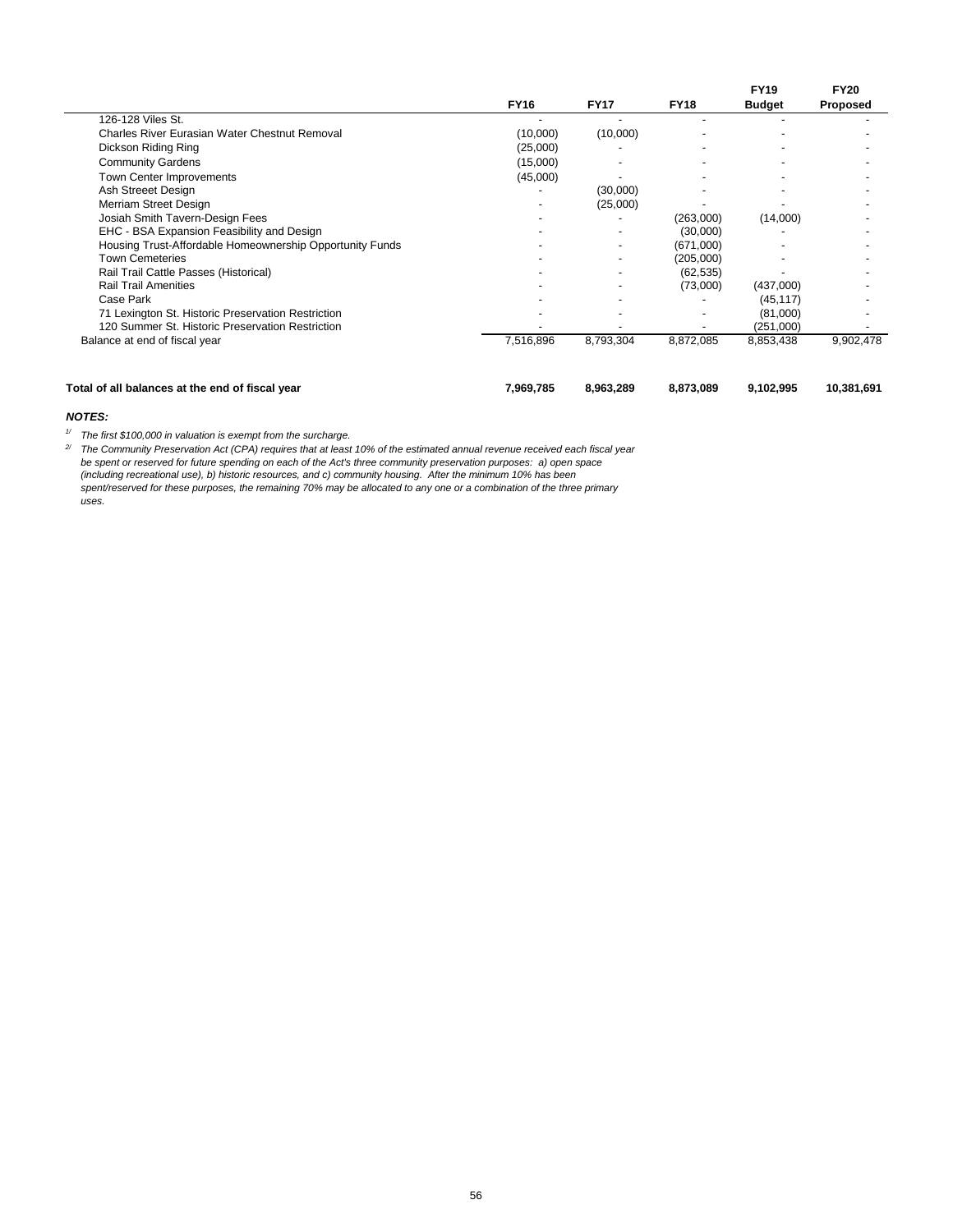| | FY16 | FY17 | FY18 | FY19 Budget | FY20 Proposed |
|---|---|---|---|---|---|
| 126-128 Viles St. | - | - | - | - | - |
| Charles River Eurasian Water Chestnut Removal | (10,000) | (10,000) | - | - | - |
| Dickson Riding Ring | (25,000) | - | - | - | - |
| Community Gardens | (15,000) | - | - | - | - |
| Town Center Improvements | (45,000) | - | - | - | - |
| Ash Streeet Design | - | (30,000) | - | - | - |
| Merriam Street Design | - | (25,000) | - | - | - |
| Josiah Smith Tavern-Design Fees | - | - | (263,000) | (14,000) | - |
| EHC - BSA Expansion Feasibility and Design | - | - | (30,000) | - | - |
| Housing Trust-Affordable Homeownership Opportunity Funds | - | - | (671,000) | - | - |
| Town Cemeteries | - | - | (205,000) | - | - |
| Rail Trail Cattle Passes (Historical) | - | - | (62,535) | - | - |
| Rail Trail Amenities | - | - | (73,000) | (437,000) | - |
| Case Park | - | - | - | (45,117) | - |
| 71 Lexington St. Historic Preservation Restriction | - | - | - | (81,000) | - |
| 120 Summer St. Historic Preservation Restriction | - | - | - | (251,000) | - |
| Balance at end of fiscal year | 7,516,896 | 8,793,304 | 8,872,085 | 8,853,438 | 9,902,478 |
| **Total of all balances at the end of fiscal year** | **7,969,785** | **8,963,289** | **8,873,089** | **9,102,995** | **10,381,691** |

***NOTES:***

[1/] *The first $100,000 in valuation is exempt from the surcharge.*

[2/] *The Community Preservation Act (CPA) requires that at least 10% of the estimated annual revenue received each fiscal year be spent or reserved for future spending on each of the Act's three community preservation purposes: a) open space (including recreational use), b) historic resources, and c) community housing. After the minimum 10% has been spent/reserved for these purposes, the remaining 70% may be allocated to any one or a combination of the three primary uses.*